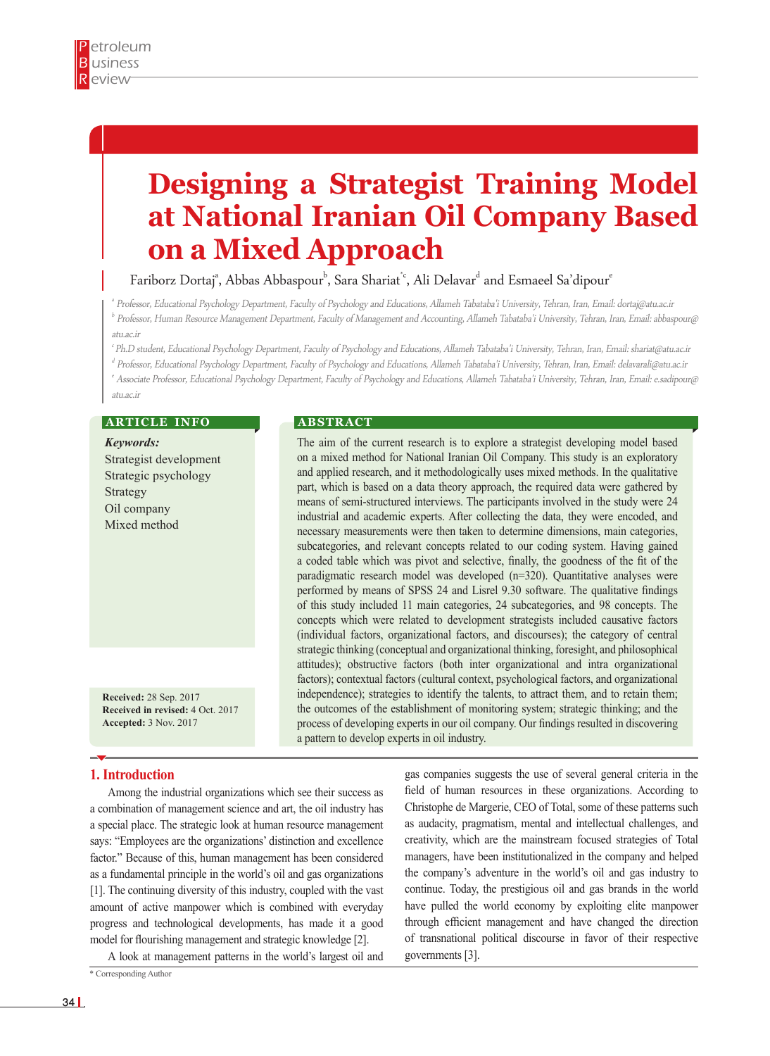# Designing a Strategist Training Model at National Iranian Oil Company Based on a Mixed Approach

Fariborz Dortaj[a], Abbas Abbaspour[b], Sara Shariat*[c], Ali Delavar[d] and Esmaeel Sa'dipour[e]

[a] Professor, Educational Psychology Department, Faculty of Psychology and Educations, Allameh Tabataba'i University, Tehran, Iran, Email: dortaj@atu.ac.ir

[b] Professor, Human Resource Management Department, Faculty of Management and Accounting, Allameh Tabataba'i University, Tehran, Iran, Email: abbaspour@atu.ac.ir

[c] Ph.D student, Educational Psychology Department, Faculty of Psychology and Educations, Allameh Tabataba'i University, Tehran, Iran, Email: shariat@atu.ac.ir

[d] Professor, Educational Psychology Department, Faculty of Psychology and Educations, Allameh Tabataba'i University, Tehran, Iran, Email: delavarali@atu.ac.ir

[e] Associate Professor, Educational Psychology Department, Faculty of Psychology and Educations, Allameh Tabataba'i University, Tehran, Iran, Email: e.sadipour@atu.ac.ir

## ARTICLE INFO

***Keywords:***

Strategist development

Strategic psychology

Strategy

Oil company

Mixed method

**Received:** 28 Sep. 2017

**Received in revised:** 4 Oct. 2017

**Accepted:** 3 Nov. 2017

## ABSTRACT

The aim of the current research is to explore a strategist developing model based on a mixed method for National Iranian Oil Company. This study is an exploratory and applied research, and it methodologically uses mixed methods. In the qualitative part, which is based on a data theory approach, the required data were gathered by means of semi-structured interviews. The participants involved in the study were 24 industrial and academic experts. After collecting the data, they were encoded, and necessary measurements were then taken to determine dimensions, main categories, subcategories, and relevant concepts related to our coding system. Having gained a coded table which was pivot and selective, finally, the goodness of the fit of the paradigmatic research model was developed (n=320). Quantitative analyses were performed by means of SPSS 24 and Lisrel 9.30 software. The qualitative findings of this study included 11 main categories, 24 subcategories, and 98 concepts. The concepts which were related to development strategists included causative factors (individual factors, organizational factors, and discourses); the category of central strategic thinking (conceptual and organizational thinking, foresight, and philosophical attitudes); obstructive factors (both inter organizational and intra organizational factors); contextual factors (cultural context, psychological factors, and organizational independence); strategies to identify the talents, to attract them, and to retain them; the outcomes of the establishment of monitoring system; strategic thinking; and the process of developing experts in our oil company. Our findings resulted in discovering a pattern to develop experts in oil industry.

## 1. Introduction

Among the industrial organizations which see their success as a combination of management science and art, the oil industry has a special place. The strategic look at human resource management says: "Employees are the organizations' distinction and excellence factor." Because of this, human management has been considered as a fundamental principle in the world's oil and gas organizations [1]. The continuing diversity of this industry, coupled with the vast amount of active manpower which is combined with everyday progress and technological developments, has made it a good model for flourishing management and strategic knowledge [2].

A look at management patterns in the world's largest oil and gas companies suggests the use of several general criteria in the field of human resources in these organizations. According to Christophe de Margerie, CEO of Total, some of these patterns such as audacity, pragmatism, mental and intellectual challenges, and creativity, which are the mainstream focused strategies of Total managers, have been institutionalized in the company and helped the company's adventure in the world's oil and gas industry to continue. Today, the prestigious oil and gas brands in the world have pulled the world economy by exploiting elite manpower through efficient management and have changed the direction of transnational political discourse in favor of their respective governments [3].

\* Corresponding Author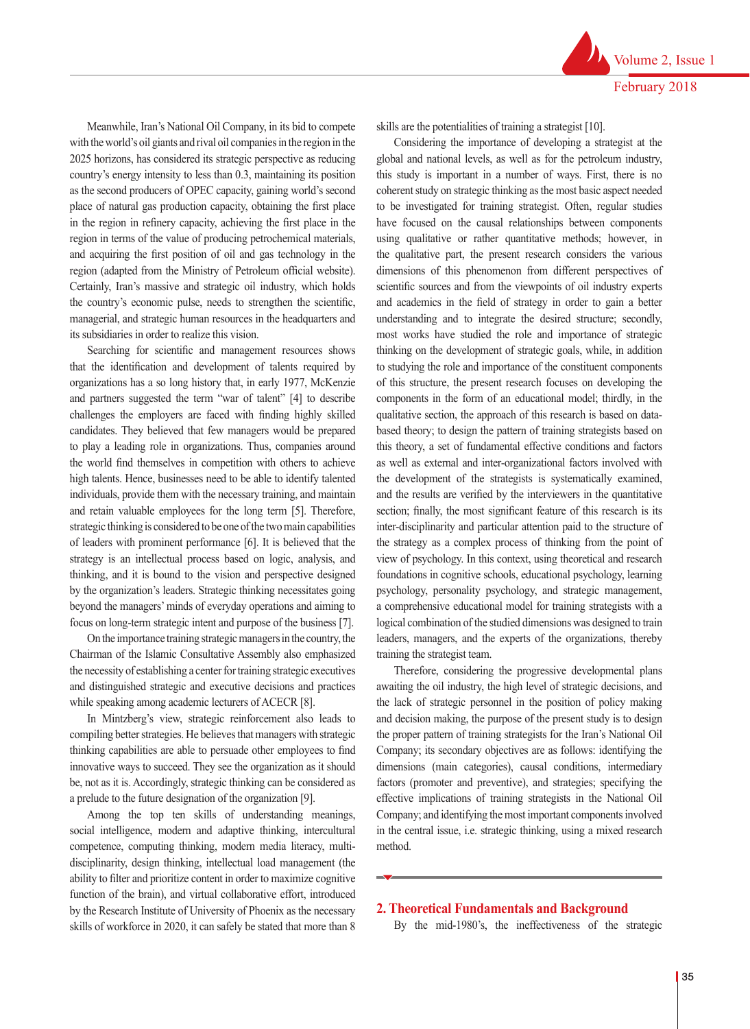Meanwhile, Iran's National Oil Company, in its bid to compete with the world's oil giants and rival oil companies in the region in the 2025 horizons, has considered its strategic perspective as reducing country's energy intensity to less than 0.3, maintaining its position as the second producers of OPEC capacity, gaining world's second place of natural gas production capacity, obtaining the first place in the region in refinery capacity, achieving the first place in the region in terms of the value of producing petrochemical materials, and acquiring the first position of oil and gas technology in the region (adapted from the Ministry of Petroleum official website). Certainly, Iran's massive and strategic oil industry, which holds the country's economic pulse, needs to strengthen the scientific, managerial, and strategic human resources in the headquarters and its subsidiaries in order to realize this vision.

Searching for scientific and management resources shows that the identification and development of talents required by organizations has a so long history that, in early 1977, McKenzie and partners suggested the term "war of talent" [4] to describe challenges the employers are faced with finding highly skilled candidates. They believed that few managers would be prepared to play a leading role in organizations. Thus, companies around the world find themselves in competition with others to achieve high talents. Hence, businesses need to be able to identify talented individuals, provide them with the necessary training, and maintain and retain valuable employees for the long term [5]. Therefore, strategic thinking is considered to be one of the two main capabilities of leaders with prominent performance [6]. It is believed that the strategy is an intellectual process based on logic, analysis, and thinking, and it is bound to the vision and perspective designed by the organization's leaders. Strategic thinking necessitates going beyond the managers' minds of everyday operations and aiming to focus on long-term strategic intent and purpose of the business [7].

On the importance training strategic managers in the country, the Chairman of the Islamic Consultative Assembly also emphasized the necessity of establishing a center for training strategic executives and distinguished strategic and executive decisions and practices while speaking among academic lecturers of ACECR [8].

In Mintzberg's view, strategic reinforcement also leads to compiling better strategies. He believes that managers with strategic thinking capabilities are able to persuade other employees to find innovative ways to succeed. They see the organization as it should be, not as it is. Accordingly, strategic thinking can be considered as a prelude to the future designation of the organization [9].

Among the top ten skills of understanding meanings, social intelligence, modern and adaptive thinking, intercultural competence, computing thinking, modern media literacy, multi-disciplinarity, design thinking, intellectual load management (the ability to filter and prioritize content in order to maximize cognitive function of the brain), and virtual collaborative effort, introduced by the Research Institute of University of Phoenix as the necessary skills of workforce in 2020, it can safely be stated that more than 8 skills are the potentialities of training a strategist [10].

Considering the importance of developing a strategist at the global and national levels, as well as for the petroleum industry, this study is important in a number of ways. First, there is no coherent study on strategic thinking as the most basic aspect needed to be investigated for training strategist. Often, regular studies have focused on the causal relationships between components using qualitative or rather quantitative methods; however, in the qualitative part, the present research considers the various dimensions of this phenomenon from different perspectives of scientific sources and from the viewpoints of oil industry experts and academics in the field of strategy in order to gain a better understanding and to integrate the desired structure; secondly, most works have studied the role and importance of strategic thinking on the development of strategic goals, while, in addition to studying the role and importance of the constituent components of this structure, the present research focuses on developing the components in the form of an educational model; thirdly, in the qualitative section, the approach of this research is based on data-based theory; to design the pattern of training strategists based on this theory, a set of fundamental effective conditions and factors as well as external and inter-organizational factors involved with the development of the strategists is systematically examined, and the results are verified by the interviewers in the quantitative section; finally, the most significant feature of this research is its inter-disciplinarity and particular attention paid to the structure of the strategy as a complex process of thinking from the point of view of psychology. In this context, using theoretical and research foundations in cognitive schools, educational psychology, learning psychology, personality psychology, and strategic management, a comprehensive educational model for training strategists with a logical combination of the studied dimensions was designed to train leaders, managers, and the experts of the organizations, thereby training the strategist team.

Therefore, considering the progressive developmental plans awaiting the oil industry, the high level of strategic decisions, and the lack of strategic personnel in the position of policy making and decision making, the purpose of the present study is to design the proper pattern of training strategists for the Iran's National Oil Company; its secondary objectives are as follows: identifying the dimensions (main categories), causal conditions, intermediary factors (promoter and preventive), and strategies; specifying the effective implications of training strategists in the National Oil Company; and identifying the most important components involved in the central issue, i.e. strategic thinking, using a mixed research method.

## 2. Theoretical Fundamentals and Background

By the mid-1980's, the ineffectiveness of the strategic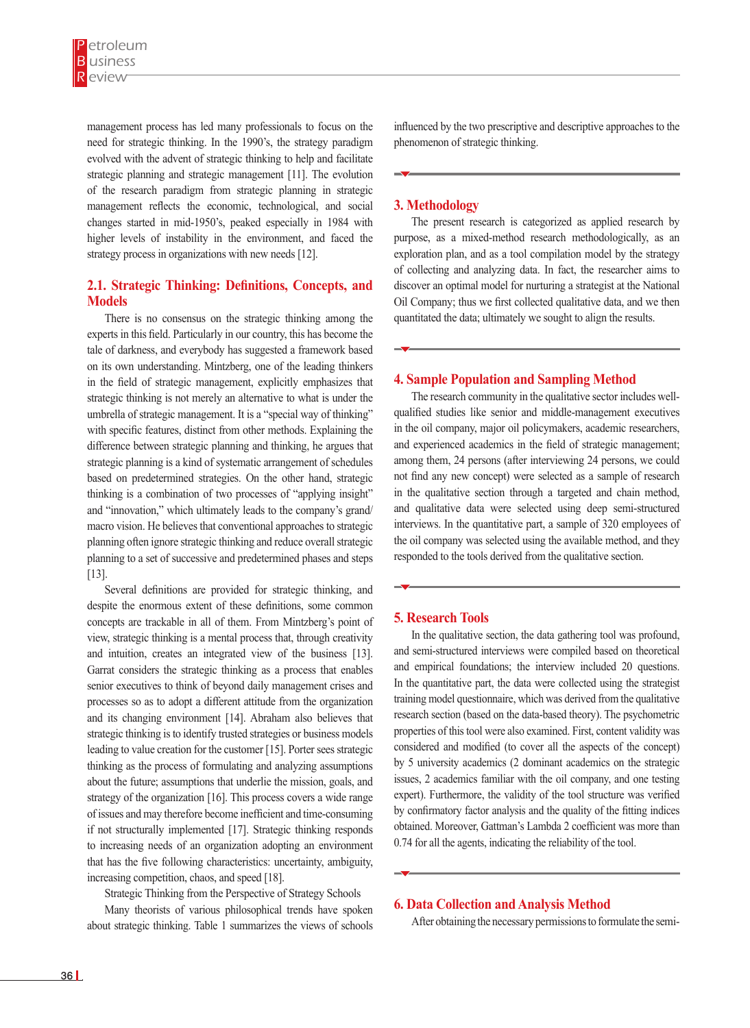management process has led many professionals to focus on the need for strategic thinking. In the 1990's, the strategy paradigm evolved with the advent of strategic thinking to help and facilitate strategic planning and strategic management [11]. The evolution of the research paradigm from strategic planning in strategic management reflects the economic, technological, and social changes started in mid-1950's, peaked especially in 1984 with higher levels of instability in the environment, and faced the strategy process in organizations with new needs [12].

## 2.1. Strategic Thinking: Definitions, Concepts, and Models

There is no consensus on the strategic thinking among the experts in this field. Particularly in our country, this has become the tale of darkness, and everybody has suggested a framework based on its own understanding. Mintzberg, one of the leading thinkers in the field of strategic management, explicitly emphasizes that strategic thinking is not merely an alternative to what is under the umbrella of strategic management. It is a "special way of thinking" with specific features, distinct from other methods. Explaining the difference between strategic planning and thinking, he argues that strategic planning is a kind of systematic arrangement of schedules based on predetermined strategies. On the other hand, strategic thinking is a combination of two processes of "applying insight" and "innovation," which ultimately leads to the company's grand/macro vision. He believes that conventional approaches to strategic planning often ignore strategic thinking and reduce overall strategic planning to a set of successive and predetermined phases and steps [13].

Several definitions are provided for strategic thinking, and despite the enormous extent of these definitions, some common concepts are trackable in all of them. From Mintzberg's point of view, strategic thinking is a mental process that, through creativity and intuition, creates an integrated view of the business [13]. Garrat considers the strategic thinking as a process that enables senior executives to think of beyond daily management crises and processes so as to adopt a different attitude from the organization and its changing environment [14]. Abraham also believes that strategic thinking is to identify trusted strategies or business models leading to value creation for the customer [15]. Porter sees strategic thinking as the process of formulating and analyzing assumptions about the future; assumptions that underlie the mission, goals, and strategy of the organization [16]. This process covers a wide range of issues and may therefore become inefficient and time-consuming if not structurally implemented [17]. Strategic thinking responds to increasing needs of an organization adopting an environment that has the five following characteristics: uncertainty, ambiguity, increasing competition, chaos, and speed [18].

Strategic Thinking from the Perspective of Strategy Schools

Many theorists of various philosophical trends have spoken about strategic thinking. Table 1 summarizes the views of schools influenced by the two prescriptive and descriptive approaches to the phenomenon of strategic thinking.

## 3. Methodology

The present research is categorized as applied research by purpose, as a mixed-method research methodologically, as an exploration plan, and as a tool compilation model by the strategy of collecting and analyzing data. In fact, the researcher aims to discover an optimal model for nurturing a strategist at the National Oil Company; thus we first collected qualitative data, and we then quantitated the data; ultimately we sought to align the results.

## 4. Sample Population and Sampling Method

The research community in the qualitative sector includes well-qualified studies like senior and middle-management executives in the oil company, major oil policymakers, academic researchers, and experienced academics in the field of strategic management; among them, 24 persons (after interviewing 24 persons, we could not find any new concept) were selected as a sample of research in the qualitative section through a targeted and chain method, and qualitative data were selected using deep semi-structured interviews. In the quantitative part, a sample of 320 employees of the oil company was selected using the available method, and they responded to the tools derived from the qualitative section.

## 5. Research Tools

In the qualitative section, the data gathering tool was profound, and semi-structured interviews were compiled based on theoretical and empirical foundations; the interview included 20 questions. In the quantitative part, the data were collected using the strategist training model questionnaire, which was derived from the qualitative research section (based on the data-based theory). The psychometric properties of this tool were also examined. First, content validity was considered and modified (to cover all the aspects of the concept) by 5 university academics (2 dominant academics on the strategic issues, 2 academics familiar with the oil company, and one testing expert). Furthermore, the validity of the tool structure was verified by confirmatory factor analysis and the quality of the fitting indices obtained. Moreover, Gattman's Lambda 2 coefficient was more than 0.74 for all the agents, indicating the reliability of the tool.

## 6. Data Collection and Analysis Method

After obtaining the necessary permissions to formulate the semi-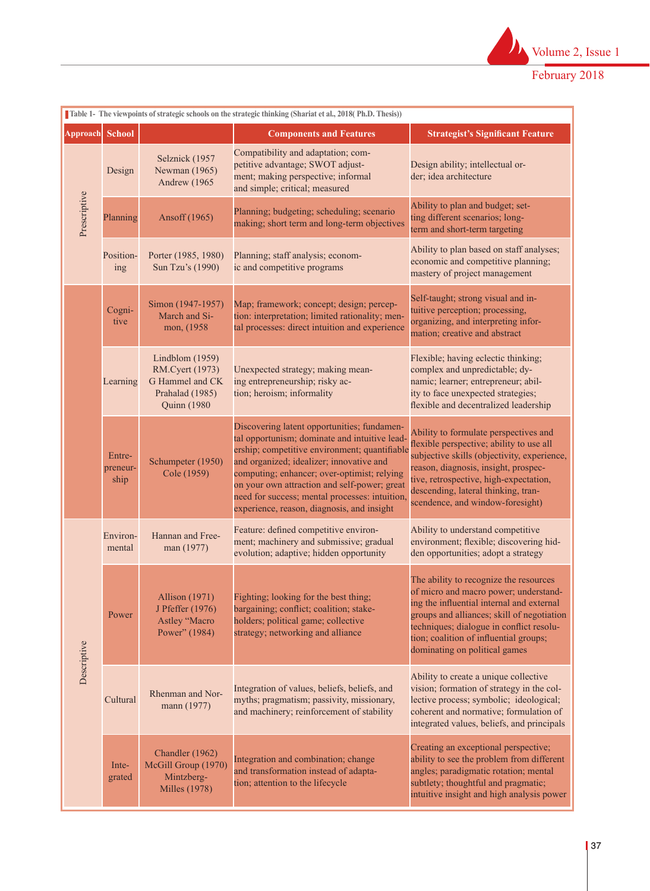**Table 1- The viewpoints of strategic schools on the strategic thinking (Shariat et al., 2018( Ph.D. Thesis))**

| Approach | School | | Components and Features | Strategist's Significant Feature |
|---|---|---|---|---|
| Prescriptive | Design | Selznick (1957 Newman (1965) Andrew (1965 | Compatibility and adaptation; competitive advantage; SWOT adjustment; making perspective; informal and simple; critical; measured | Design ability; intellectual order; idea architecture |
| | Planning | Ansoff (1965) | Planning; budgeting; scheduling; scenario making; short term and long-term objectives | Ability to plan and budget; setting different scenarios; long-term and short-term targeting |
| | Positioning | Porter (1985, 1980) Sun Tzu's (1990) | Planning; staff analysis; economic and competitive programs | Ability to plan based on staff analyses; economic and competitive planning; mastery of project management |
| | Cognitive | Simon (1947-1957) March and Simon, (1958 | Map; framework; concept; design; perception: interpretation; limited rationality; mental processes: direct intuition and experience | Self-taught; strong visual and intuitive perception; processing, organizing, and interpreting information; creative and abstract |
| | Learning | Lindblom (1959) RM.Cyert (1973) G Hammel and CK Prahalad (1985) Quinn (1980 | Unexpected strategy; making meaning entrepreneurship; risky action; heroism; informality | Flexible; having eclectic thinking; complex and unpredictable; dynamic; learner; entrepreneur; ability to face unexpected strategies; flexible and decentralized leadership |
| | Entrepreneurship | Schumpeter (1950) Cole (1959) | Discovering latent opportunities; fundamental opportunism; dominate and intuitive leadership; competitive environment; quantifiable and organized; idealizer; innovative and computing; enhancer; over-optimist; relying on your own attraction and self-power; great need for success; mental processes: intuition, experience, reason, diagnosis, and insight | Ability to formulate perspectives and flexible perspective; ability to use all subjective skills (objectivity, experience, reason, diagnosis, insight, prospective, retrospective, high-expectation, descending, lateral thinking, transcendence, and window-foresight) |
| Descriptive | Environmental | Hannan and Freeman (1977) | Feature: defined competitive environment; machinery and submissive; gradual evolution; adaptive; hidden opportunity | Ability to understand competitive environment; flexible; discovering hidden opportunities; adopt a strategy |
| | Power | Allison (1971) J Pfeffer (1976) Astley "Macro Power" (1984) | Fighting; looking for the best thing; bargaining; conflict; coalition; stakeholders; political game; collective strategy; networking and alliance | The ability to recognize the resources of micro and macro power; understanding the influential internal and external groups and alliances; skill of negotiation techniques; dialogue in conflict resolution; coalition of influential groups; dominating on political games |
| | Cultural | Rhenman and Normann (1977) | Integration of values, beliefs, beliefs, and myths; pragmatism; passivity, missionary, and machinery; reinforcement of stability | Ability to create a unique collective vision; formation of strategy in the collective process; symbolic; ideological; coherent and normative; formulation of integrated values, beliefs, and principals |
| | Integrated | Chandler (1962) McGill Group (1970) Mintzberg-Milles (1978) | Integration and combination; change and transformation instead of adaptation; attention to the lifecycle | Creating an exceptional perspective; ability to see the problem from different angles; paradigmatic rotation; mental subtlety; thoughtful and pragmatic; intuitive insight and high analysis power |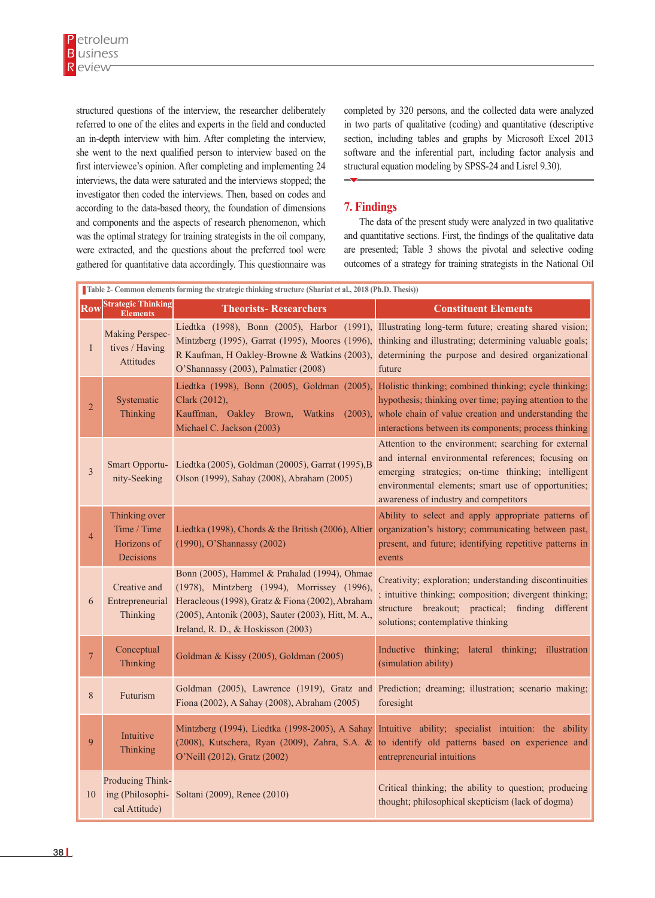structured questions of the interview, the researcher deliberately referred to one of the elites and experts in the field and conducted an in-depth interview with him. After completing the interview, she went to the next qualified person to interview based on the first interviewee's opinion. After completing and implementing 24 interviews, the data were saturated and the interviews stopped; the investigator then coded the interviews. Then, based on codes and according to the data-based theory, the foundation of dimensions and components and the aspects of research phenomenon, which was the optimal strategy for training strategists in the oil company, were extracted, and the questions about the preferred tool were gathered for quantitative data accordingly. This questionnaire was completed by 320 persons, and the collected data were analyzed in two parts of qualitative (coding) and quantitative (descriptive section, including tables and graphs by Microsoft Excel 2013 software and the inferential part, including factor analysis and structural equation modeling by SPSS-24 and Lisrel 9.30).

## 7. Findings

The data of the present study were analyzed in two qualitative and quantitative sections. First, the findings of the qualitative data are presented; Table 3 shows the pivotal and selective coding outcomes of a strategy for training strategists in the National Oil

**Table 2- Common elements forming the strategic thinking structure (Shariat et al., 2018 (Ph.D. Thesis))**

| Row | Strategic Thinking Elements | Theorists- Researchers | Constituent Elements |
|---|---|---|---|
| 1 | Making Perspectives / Having Attitudes | Liedtka (1998), Bonn (2005), Harbor (1991), Mintzberg (1995), Garrat (1995), Moores (1996), R Kaufman, H Oakley-Browne & Watkins (2003), O'Shannassy (2003), Palmatier (2008) | Illustrating long-term future; creating shared vision; thinking and illustrating; determining valuable goals; determining the purpose and desired organizational future |
| 2 | Systematic Thinking | Liedtka (1998), Bonn (2005), Goldman (2005), Clark (2012), Kauffman, Oakley Brown, Watkins (2003), Michael C. Jackson (2003) | Holistic thinking; combined thinking; cycle thinking; hypothesis; thinking over time; paying attention to the whole chain of value creation and understanding the interactions between its components; process thinking |
| 3 | Smart Opportunity-Seeking | Liedtka (2005), Goldman (20005), Garrat (1995),B Olson (1999), Sahay (2008), Abraham (2005) | Attention to the environment; searching for external and internal environmental references; focusing on emerging strategies; on-time thinking; intelligent environmental elements; smart use of opportunities; awareness of industry and competitors |
| 4 | Thinking over Time / Time Horizons of Decisions | Liedtka (1998), Chords & the British (2006), Altier (1990), O'Shannassy (2002) | Ability to select and apply appropriate patterns of organization's history; communicating between past, present, and future; identifying repetitive patterns in events |
| 6 | Creative and Entrepreneurial Thinking | Bonn (2005), Hammel & Prahalad (1994), Ohmae (1978), Mintzberg (1994), Morrissey (1996), Heracleous (1998), Gratz & Fiona (2002), Abraham (2005), Antonik (2003), Sauter (2003), Hitt, M. A., Ireland, R. D., & Hoskisson (2003) | Creativity; exploration; understanding discontinuities ; intuitive thinking; composition; divergent thinking; structure breakout; practical; finding different solutions; contemplative thinking |
| 7 | Conceptual Thinking | Goldman & Kissy (2005), Goldman (2005) | Inductive thinking; lateral thinking; illustration (simulation ability) |
| 8 | Futurism | Goldman (2005), Lawrence (1919), Gratz and Fiona (2002), A Sahay (2008), Abraham (2005) | Prediction; dreaming; illustration; scenario making; foresight |
| 9 | Intuitive Thinking | Mintzberg (1994), Liedtka (1998-2005), A Sahay (2008), Kutschera, Ryan (2009), Zahra, S.A. & O'Neill (2012), Gratz (2002) | Intuitive ability; specialist intuition: the ability to identify old patterns based on experience and entrepreneurial intuitions |
| 10 | Producing Thinking (Philosophical Attitude) | Soltani (2009), Renee (2010) | Critical thinking; the ability to question; producing thought; philosophical skepticism (lack of dogma) |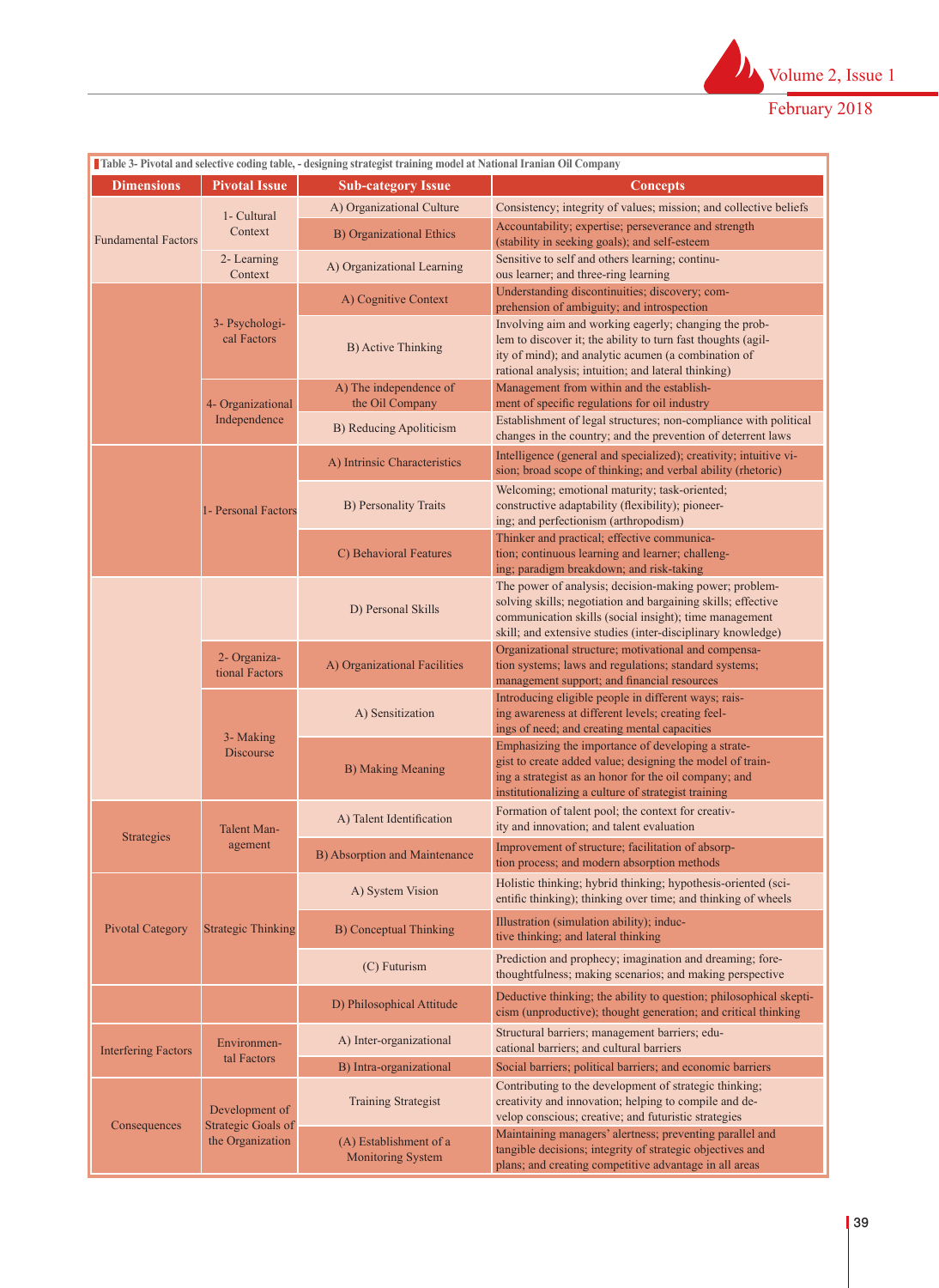Table 3- Pivotal and selective coding table, - designing strategist training model at National Iranian Oil Company

| Dimensions | Pivotal Issue | Sub-category Issue | Concepts |
|---|---|---|---|
| Fundamental Factors | 1- Cultural Context | A) Organizational Culture | Consistency; integrity of values; mission; and collective beliefs |
| | | B) Organizational Ethics | Accountability; expertise; perseverance and strength (stability in seeking goals); and self-esteem |
| | 2- Learning Context | A) Organizational Learning | Sensitive to self and others learning; continuous learner; and three-ring learning |
| | 3- Psychological Factors | A) Cognitive Context | Understanding discontinuities; discovery; comprehension of ambiguity; and introspection |
| | | B) Active Thinking | Involving aim and working eagerly; changing the problem to discover it; the ability to turn fast thoughts (agility of mind); and analytic acumen (a combination of rational analysis; intuition; and lateral thinking) |
| | 4- Organizational Independence | A) The independence of the Oil Company | Management from within and the establishment of specific regulations for oil industry |
| | | B) Reducing Apoliticism | Establishment of legal structures; non-compliance with political changes in the country; and the prevention of deterrent laws |
| | 1- Personal Factors | A) Intrinsic Characteristics | Intelligence (general and specialized); creativity; intuitive vision; broad scope of thinking; and verbal ability (rhetoric) |
| | | B) Personality Traits | Welcoming; emotional maturity; task-oriented; constructive adaptability (flexibility); pioneering; and perfectionism (arthropodism) |
| | | C) Behavioral Features | Thinker and practical; effective communication; continuous learning and learner; challenging; paradigm breakdown; and risk-taking |
| | | D) Personal Skills | The power of analysis; decision-making power; problem-solving skills; negotiation and bargaining skills; effective communication skills (social insight); time management skill; and extensive studies (inter-disciplinary knowledge) |
| | 2- Organizational Factors | A) Organizational Facilities | Organizational structure; motivational and compensation systems; laws and regulations; standard systems; management support; and financial resources |
| | 3- Making Discourse | A) Sensitization | Introducing eligible people in different ways; raising awareness at different levels; creating feelings of need; and creating mental capacities |
| | | B) Making Meaning | Emphasizing the importance of developing a strategist to create added value; designing the model of training a strategist as an honor for the oil company; and institutionalizing a culture of strategist training |
| Strategies | Talent Management | A) Talent Identification | Formation of talent pool; the context for creativity and innovation; and talent evaluation |
| | | B) Absorption and Maintenance | Improvement of structure; facilitation of absorption process; and modern absorption methods |
| Pivotal Category | Strategic Thinking | A) System Vision | Holistic thinking; hybrid thinking; hypothesis-oriented (scientific thinking); thinking over time; and thinking of wheels |
| | | B) Conceptual Thinking | Illustration (simulation ability); inductive thinking; and lateral thinking |
| | | (C) Futurism | Prediction and prophecy; imagination and dreaming; forethoughtfulness; making scenarios; and making perspective |
| | | D) Philosophical Attitude | Deductive thinking; the ability to question; philosophical skepticism (unproductive); thought generation; and critical thinking |
| Interfering Factors | Environmental Factors | A) Inter-organizational | Structural barriers; management barriers; educational barriers; and cultural barriers |
| | | B) Intra-organizational | Social barriers; political barriers; and economic barriers |
| Consequences | Development of Strategic Goals of the Organization | Training Strategist | Contributing to the development of strategic thinking; creativity and innovation; helping to compile and develop conscious; creative; and futuristic strategies |
| | | (A) Establishment of a Monitoring System | Maintaining managers' alertness; preventing parallel and tangible decisions; integrity of strategic objectives and plans; and creating competitive advantage in all areas |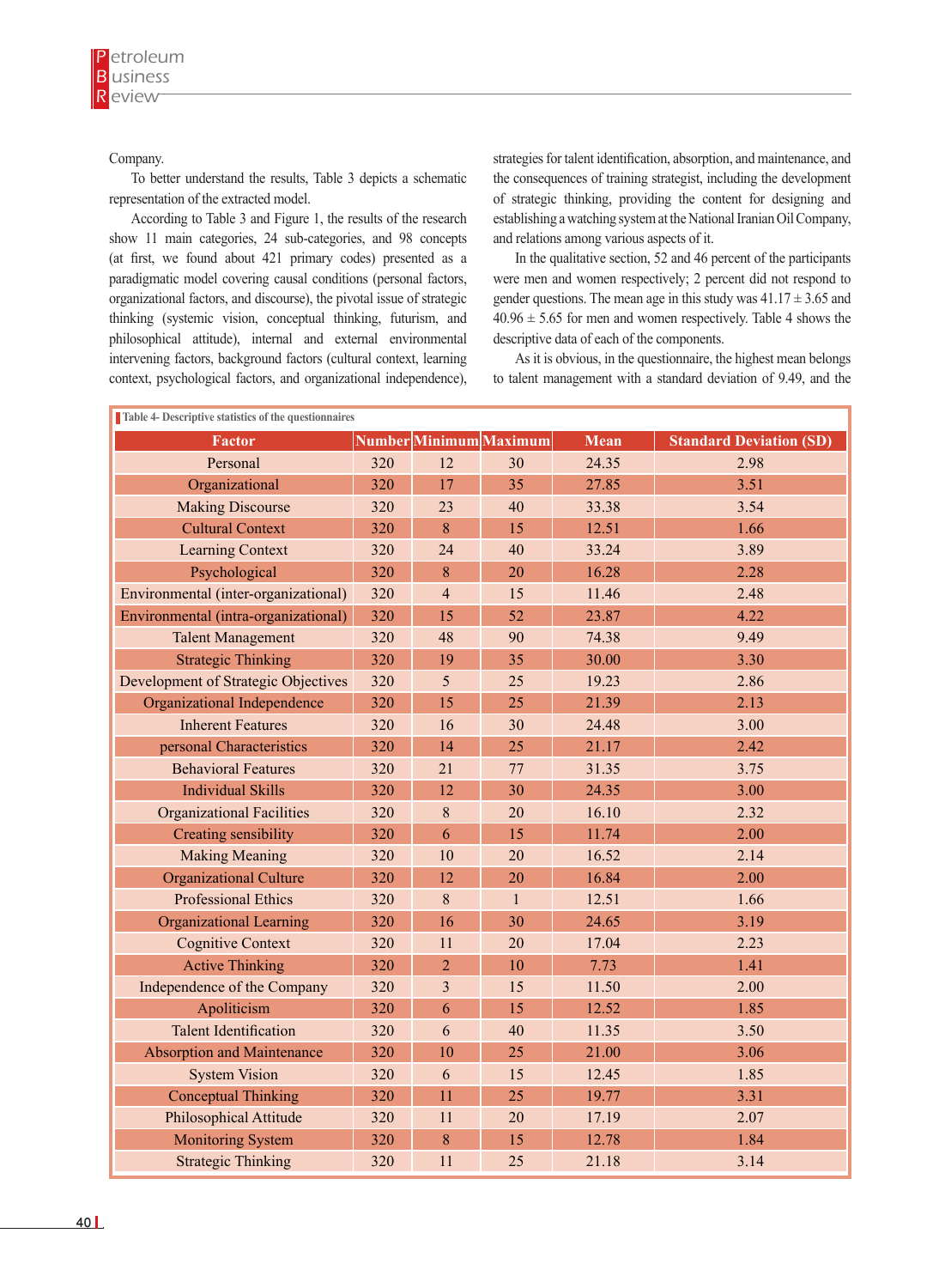Company.

To better understand the results, Table 3 depicts a schematic representation of the extracted model.

According to Table 3 and Figure 1, the results of the research show 11 main categories, 24 sub-categories, and 98 concepts (at first, we found about 421 primary codes) presented as a paradigmatic model covering causal conditions (personal factors, organizational factors, and discourse), the pivotal issue of strategic thinking (systemic vision, conceptual thinking, futurism, and philosophical attitude), internal and external environmental intervening factors, background factors (cultural context, learning context, psychological factors, and organizational independence), strategies for talent identification, absorption, and maintenance, and the consequences of training strategist, including the development of strategic thinking, providing the content for designing and establishing a watching system at the National Iranian Oil Company, and relations among various aspects of it.

In the qualitative section, 52 and 46 percent of the participants were men and women respectively; 2 percent did not respond to gender questions. The mean age in this study was 41.17 ± 3.65 and 40.96 ± 5.65 for men and women respectively. Table 4 shows the descriptive data of each of the components.

As it is obvious, in the questionnaire, the highest mean belongs to talent management with a standard deviation of 9.49, and the

Table 4- Descriptive statistics of the questionnaires

| Factor | Number | Minimum | Maximum | Mean | Standard Deviation (SD) |
|---|---|---|---|---|---|
| Personal | 320 | 12 | 30 | 24.35 | 2.98 |
| Organizational | 320 | 17 | 35 | 27.85 | 3.51 |
| Making Discourse | 320 | 23 | 40 | 33.38 | 3.54 |
| Cultural Context | 320 | 8 | 15 | 12.51 | 1.66 |
| Learning Context | 320 | 24 | 40 | 33.24 | 3.89 |
| Psychological | 320 | 8 | 20 | 16.28 | 2.28 |
| Environmental (inter-organizational) | 320 | 4 | 15 | 11.46 | 2.48 |
| Environmental (intra-organizational) | 320 | 15 | 52 | 23.87 | 4.22 |
| Talent Management | 320 | 48 | 90 | 74.38 | 9.49 |
| Strategic Thinking | 320 | 19 | 35 | 30.00 | 3.30 |
| Development of Strategic Objectives | 320 | 5 | 25 | 19.23 | 2.86 |
| Organizational Independence | 320 | 15 | 25 | 21.39 | 2.13 |
| Inherent Features | 320 | 16 | 30 | 24.48 | 3.00 |
| personal Characteristics | 320 | 14 | 25 | 21.17 | 2.42 |
| Behavioral Features | 320 | 21 | 77 | 31.35 | 3.75 |
| Individual Skills | 320 | 12 | 30 | 24.35 | 3.00 |
| Organizational Facilities | 320 | 8 | 20 | 16.10 | 2.32 |
| Creating sensibility | 320 | 6 | 15 | 11.74 | 2.00 |
| Making Meaning | 320 | 10 | 20 | 16.52 | 2.14 |
| Organizational Culture | 320 | 12 | 20 | 16.84 | 2.00 |
| Professional Ethics | 320 | 8 | 1 | 12.51 | 1.66 |
| Organizational Learning | 320 | 16 | 30 | 24.65 | 3.19 |
| Cognitive Context | 320 | 11 | 20 | 17.04 | 2.23 |
| Active Thinking | 320 | 2 | 10 | 7.73 | 1.41 |
| Independence of the Company | 320 | 3 | 15 | 11.50 | 2.00 |
| Apoliticism | 320 | 6 | 15 | 12.52 | 1.85 |
| Talent Identification | 320 | 6 | 40 | 11.35 | 3.50 |
| Absorption and Maintenance | 320 | 10 | 25 | 21.00 | 3.06 |
| System Vision | 320 | 6 | 15 | 12.45 | 1.85 |
| Conceptual Thinking | 320 | 11 | 25 | 19.77 | 3.31 |
| Philosophical Attitude | 320 | 11 | 20 | 17.19 | 2.07 |
| Monitoring System | 320 | 8 | 15 | 12.78 | 1.84 |
| Strategic Thinking | 320 | 11 | 25 | 21.18 | 3.14 |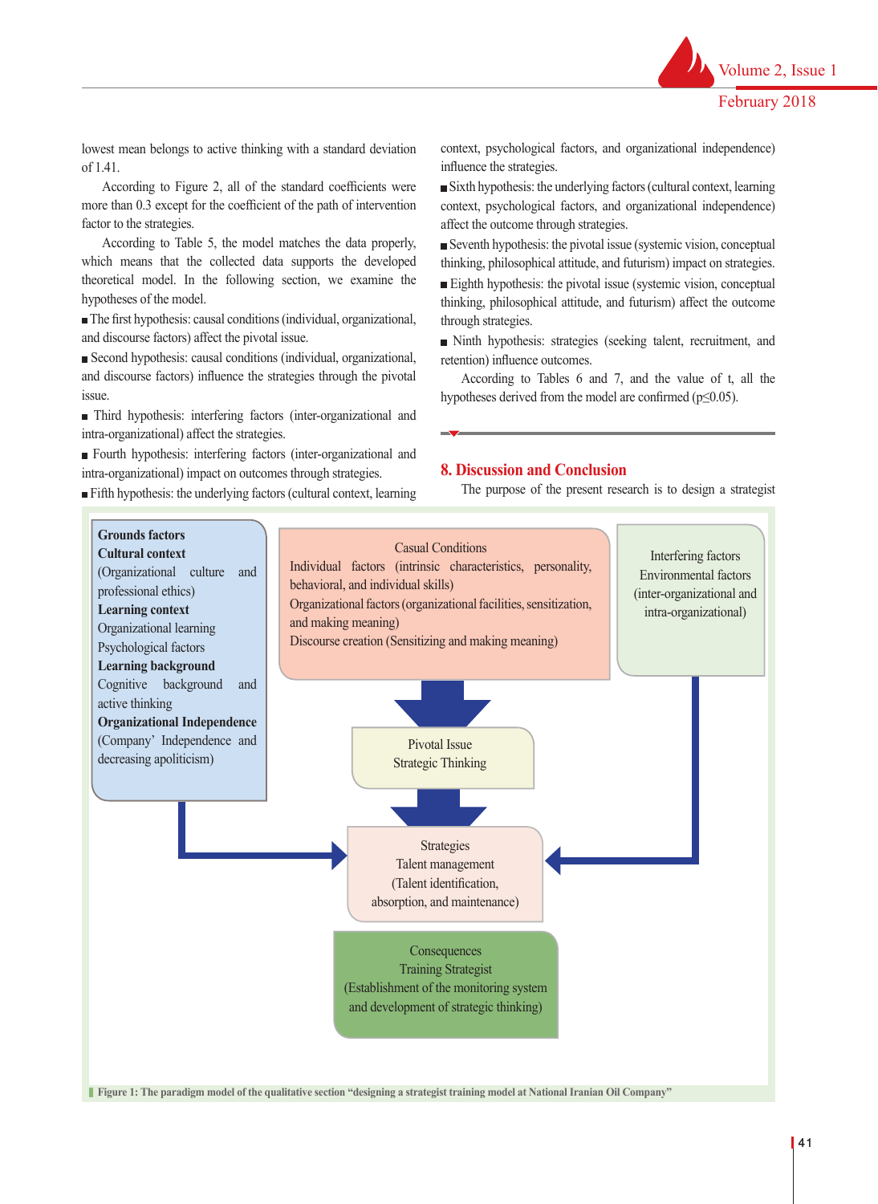lowest mean belongs to active thinking with a standard deviation of 1.41.

According to Figure 2, all of the standard coefficients were more than 0.3 except for the coefficient of the path of intervention factor to the strategies.

According to Table 5, the model matches the data properly, which means that the collected data supports the developed theoretical model. In the following section, we examine the hypotheses of the model.

- The first hypothesis: causal conditions (individual, organizational, and discourse factors) affect the pivotal issue.
- Second hypothesis: causal conditions (individual, organizational, and discourse factors) influence the strategies through the pivotal issue.
- Third hypothesis: interfering factors (inter-organizational and intra-organizational) affect the strategies.
- Fourth hypothesis: interfering factors (inter-organizational and intra-organizational) impact on outcomes through strategies.
- Fifth hypothesis: the underlying factors (cultural context, learning context, psychological factors, and organizational independence) influence the strategies.
- Sixth hypothesis: the underlying factors (cultural context, learning context, psychological factors, and organizational independence) affect the outcome through strategies.
- Seventh hypothesis: the pivotal issue (systemic vision, conceptual thinking, philosophical attitude, and futurism) impact on strategies.
- Eighth hypothesis: the pivotal issue (systemic vision, conceptual thinking, philosophical attitude, and futurism) affect the outcome through strategies.
- Ninth hypothesis: strategies (seeking talent, recruitment, and retention) influence outcomes.

According to Tables 6 and 7, and the value of t, all the hypotheses derived from the model are confirmed ($p \leq 0.05$).

## 8. Discussion and Conclusion

The purpose of the present research is to design a strategist

**Grounds factors**
**Cultural context**
(Organizational culture and professional ethics)
**Learning context**
Organizational learning
Psychological factors
**Learning background**
Cognitive background and active thinking
**Organizational Independence**
(Company' Independence and decreasing apoliticism)

Casual Conditions
Individual factors (intrinsic characteristics, personality, behavioral, and individual skills)
Organizational factors (organizational facilities, sensitization, and making meaning)
Discourse creation (Sensitizing and making meaning)

Interfering factors
Environmental factors
(inter-organizational and intra-organizational)

Pivotal Issue
Strategic Thinking

Strategies
Talent management
(Talent identification, absorption, and maintenance)

Consequences
Training Strategist
(Establishment of the monitoring system and development of strategic thinking)

Figure 1: The paradigm model of the qualitative section "designing a strategist training model at National Iranian Oil Company"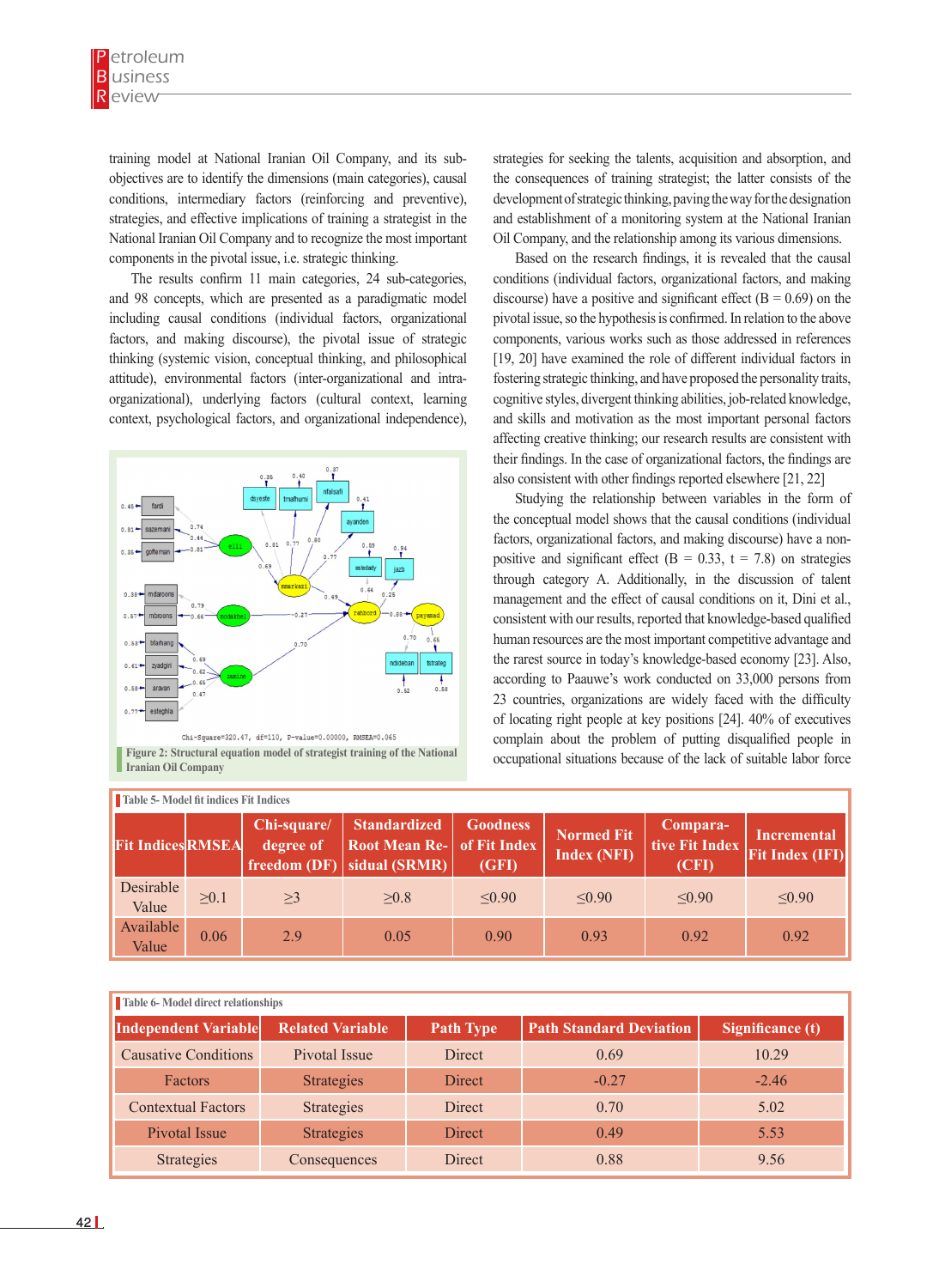training model at National Iranian Oil Company, and its sub-objectives are to identify the dimensions (main categories), causal conditions, intermediary factors (reinforcing and preventive), strategies, and effective implications of training a strategist in the National Iranian Oil Company and to recognize the most important components in the pivotal issue, i.e. strategic thinking.

The results confirm 11 main categories, 24 sub-categories, and 98 concepts, which are presented as a paradigmatic model including causal conditions (individual factors, organizational factors, and making discourse), the pivotal issue of strategic thinking (systemic vision, conceptual thinking, and philosophical attitude), environmental factors (inter-organizational and intra-organizational), underlying factors (cultural context, learning context, psychological factors, and organizational independence), strategies for seeking the talents, acquisition and absorption, and the consequences of training strategist; the latter consists of the development of strategic thinking, paving the way for the designation and establishment of a monitoring system at the National Iranian Oil Company, and the relationship among its various dimensions.

Figure 2: Structural equation model of strategist training of the National Iranian Oil Company

Based on the research findings, it is revealed that the causal conditions (individual factors, organizational factors, and making discourse) have a positive and significant effect (B = 0.69) on the pivotal issue, so the hypothesis is confirmed. In relation to the above components, various works such as those addressed in references [19, 20] have examined the role of different individual factors in fostering strategic thinking, and have proposed the personality traits, cognitive styles, divergent thinking abilities, job-related knowledge, and skills and motivation as the most important personal factors affecting creative thinking; our research results are consistent with their findings. In the case of organizational factors, the findings are also consistent with other findings reported elsewhere [21, 22]

Studying the relationship between variables in the form of the conceptual model shows that the causal conditions (individual factors, organizational factors, and making discourse) have a non-positive and significant effect (B = 0.33, t = 7.8) on strategies through category A. Additionally, in the discussion of talent management and the effect of causal conditions on it, Dini et al., consistent with our results, reported that knowledge-based qualified human resources are the most important competitive advantage and the rarest source in today's knowledge-based economy [23]. Also, according to Paauwe's work conducted on 33,000 persons from 23 countries, organizations are widely faced with the difficulty of locating right people at key positions [24]. 40% of executives complain about the problem of putting disqualified people in occupational situations because of the lack of suitable labor force

Table 5- Model fit indices Fit Indices

| Fit Indices | RMSEA | Chi-square/ degree of freedom (DF) | Standardized Root Mean Residual (SRMR) | Goodness of Fit Index (GFI) | Normed Fit Index (NFI) | Comparative Fit Index (CFI) | Incremental Fit Index (IFI) |
|---|---|---|---|---|---|---|---|
| Desirable Value | ≥0.1 | ≥3 | ≥0.8 | ≤0.90 | ≤0.90 | ≤0.90 | ≤0.90 |
| Available Value | 0.06 | 2.9 | 0.05 | 0.90 | 0.93 | 0.92 | 0.92 |

Table 6- Model direct relationships

| Independent Variable | Related Variable | Path Type | Path Standard Deviation | Significance (t) |
|---|---|---|---|---|
| Causative Conditions | Pivotal Issue | Direct | 0.69 | 10.29 |
| Factors | Strategies | Direct | -0.27 | -2.46 |
| Contextual Factors | Strategies | Direct | 0.70 | 5.02 |
| Pivotal Issue | Strategies | Direct | 0.49 | 5.53 |
| Strategies | Consequences | Direct | 0.88 | 9.56 |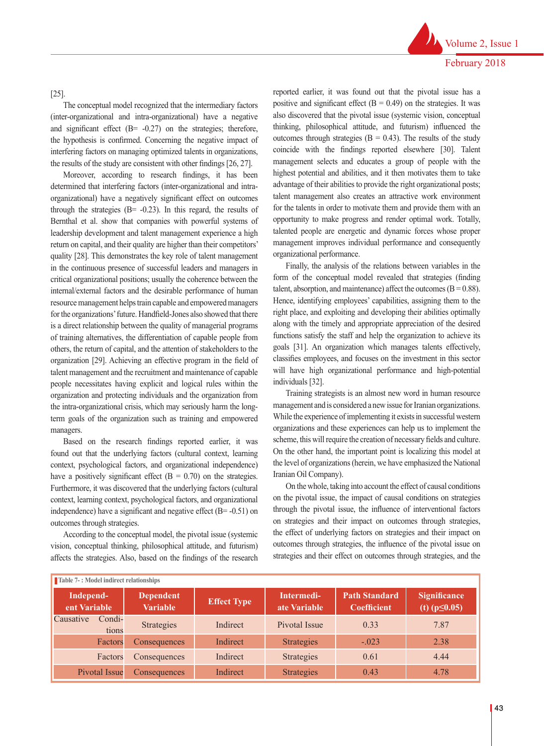[25].

The conceptual model recognized that the intermediary factors (inter-organizational and intra-organizational) have a negative and significant effect (B= -0.27) on the strategies; therefore, the hypothesis is confirmed. Concerning the negative impact of interfering factors on managing optimized talents in organizations, the results of the study are consistent with other findings [26, 27].

Moreover, according to research findings, it has been determined that interfering factors (inter-organizational and intra-organizational) have a negatively significant effect on outcomes through the strategies (B= -0.23). In this regard, the results of Bernthal et al. show that companies with powerful systems of leadership development and talent management experience a high return on capital, and their quality are higher than their competitors' quality [28]. This demonstrates the key role of talent management in the continuous presence of successful leaders and managers in critical organizational positions; usually the coherence between the internal/external factors and the desirable performance of human resource management helps train capable and empowered managers for the organizations' future. Handfield-Jones also showed that there is a direct relationship between the quality of managerial programs of training alternatives, the differentiation of capable people from others, the return of capital, and the attention of stakeholders to the organization [29]. Achieving an effective program in the field of talent management and the recruitment and maintenance of capable people necessitates having explicit and logical rules within the organization and protecting individuals and the organization from the intra-organizational crisis, which may seriously harm the long-term goals of the organization such as training and empowered managers.

Based on the research findings reported earlier, it was found out that the underlying factors (cultural context, learning context, psychological factors, and organizational independence) have a positively significant effect (B = 0.70) on the strategies. Furthermore, it was discovered that the underlying factors (cultural context, learning context, psychological factors, and organizational independence) have a significant and negative effect (B= -0.51) on outcomes through strategies.

According to the conceptual model, the pivotal issue (systemic vision, conceptual thinking, philosophical attitude, and futurism) affects the strategies. Also, based on the findings of the research reported earlier, it was found out that the pivotal issue has a positive and significant effect (B = 0.49) on the strategies. It was also discovered that the pivotal issue (systemic vision, conceptual thinking, philosophical attitude, and futurism) influenced the outcomes through strategies (B = 0.43). The results of the study coincide with the findings reported elsewhere [30]. Talent management selects and educates a group of people with the highest potential and abilities, and it then motivates them to take advantage of their abilities to provide the right organizational posts; talent management also creates an attractive work environment for the talents in order to motivate them and provide them with an opportunity to make progress and render optimal work. Totally, talented people are energetic and dynamic forces whose proper management improves individual performance and consequently organizational performance.

Finally, the analysis of the relations between variables in the form of the conceptual model revealed that strategies (finding talent, absorption, and maintenance) affect the outcomes (B = 0.88). Hence, identifying employees' capabilities, assigning them to the right place, and exploiting and developing their abilities optimally along with the timely and appropriate appreciation of the desired functions satisfy the staff and help the organization to achieve its goals [31]. An organization which manages talents effectively, classifies employees, and focuses on the investment in this sector will have high organizational performance and high-potential individuals [32].

Training strategists is an almost new word in human resource management and is considered a new issue for Iranian organizations. While the experience of implementing it exists in successful western organizations and these experiences can help us to implement the scheme, this will require the creation of necessary fields and culture. On the other hand, the important point is localizing this model at the level of organizations (herein, we have emphasized the National Iranian Oil Company).

On the whole, taking into account the effect of causal conditions on the pivotal issue, the impact of causal conditions on strategies through the pivotal issue, the influence of interventional factors on strategies and their impact on outcomes through strategies, the effect of underlying factors on strategies and their impact on outcomes through strategies, the influence of the pivotal issue on strategies and their effect on outcomes through strategies, and the

**Table 7- : Model indirect relationships**

| Independent Variable | Dependent Variable | Effect Type | Intermediate Variable | Path Standard Coefficient | Significance (t) ($p \leq 0.05$) |
|---|---|---|---|---|---|
| Causative Conditions | Strategies | Indirect | Pivotal Issue | 0.33 | 7.87 |
| Factors | Consequences | Indirect | Strategies | -.023 | 2.38 |
| Factors | Consequences | Indirect | Strategies | 0.61 | 4.44 |
| Pivotal Issue | Consequences | Indirect | Strategies | 0.43 | 4.78 |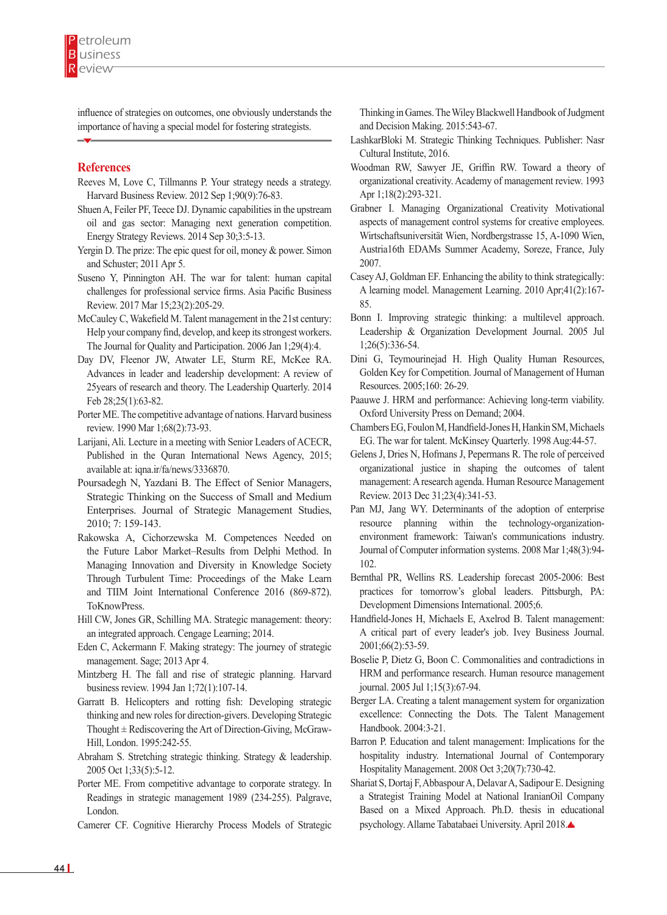influence of strategies on outcomes, one obviously understands the importance of having a special model for fostering strategists.

## References

Reeves M, Love C, Tillmanns P. Your strategy needs a strategy. Harvard Business Review. 2012 Sep 1;90(9):76-83.

Shuen A, Feiler PF, Teece DJ. Dynamic capabilities in the upstream oil and gas sector: Managing next generation competition. Energy Strategy Reviews. 2014 Sep 30;3:5-13.

Yergin D. The prize: The epic quest for oil, money & power. Simon and Schuster; 2011 Apr 5.

Suseno Y, Pinnington AH. The war for talent: human capital challenges for professional service firms. Asia Pacific Business Review. 2017 Mar 15;23(2):205-29.

McCauley C, Wakefield M. Talent management in the 21st century: Help your company find, develop, and keep its strongest workers. The Journal for Quality and Participation. 2006 Jan 1;29(4):4.

Day DV, Fleenor JW, Atwater LE, Sturm RE, McKee RA. Advances in leader and leadership development: A review of 25years of research and theory. The Leadership Quarterly. 2014 Feb 28;25(1):63-82.

Porter ME. The competitive advantage of nations. Harvard business review. 1990 Mar 1;68(2):73-93.

Larijani, Ali. Lecture in a meeting with Senior Leaders of ACECR, Published in the Quran International News Agency, 2015; available at: iqna.ir/fa/news/3336870.

Poursadegh N, Yazdani B. The Effect of Senior Managers, Strategic Thinking on the Success of Small and Medium Enterprises. Journal of Strategic Management Studies, 2010; 7: 159-143.

Rakowska A, Cichorzewska M. Competences Needed on the Future Labor Market–Results from Delphi Method. In Managing Innovation and Diversity in Knowledge Society Through Turbulent Time: Proceedings of the Make Learn and TIIM Joint International Conference 2016 (869-872). ToKnowPress.

Hill CW, Jones GR, Schilling MA. Strategic management: theory: an integrated approach. Cengage Learning; 2014.

Eden C, Ackermann F. Making strategy: The journey of strategic management. Sage; 2013 Apr 4.

Mintzberg H. The fall and rise of strategic planning. Harvard business review. 1994 Jan 1;72(1):107-14.

Garratt B. Helicopters and rotting fish: Developing strategic thinking and new roles for direction-givers. Developing Strategic Thought ± Rediscovering the Art of Direction-Giving, McGraw-Hill, London. 1995:242-55.

Abraham S. Stretching strategic thinking. Strategy & leadership. 2005 Oct 1;33(5):5-12.

Porter ME. From competitive advantage to corporate strategy. In Readings in strategic management 1989 (234-255). Palgrave, London.

Camerer CF. Cognitive Hierarchy Process Models of Strategic Thinking in Games. The Wiley Blackwell Handbook of Judgment and Decision Making. 2015:543-67.

LashkarBloki M. Strategic Thinking Techniques. Publisher: Nasr Cultural Institute, 2016.

Woodman RW, Sawyer JE, Griffin RW. Toward a theory of organizational creativity. Academy of management review. 1993 Apr 1;18(2):293-321.

Grabner I. Managing Organizational Creativity Motivational aspects of management control systems for creative employees. Wirtschaftsuniversität Wien, Nordbergstrasse 15, A-1090 Wien, Austria16th EDAMs Summer Academy, Soreze, France, July 2007.

Casey AJ, Goldman EF. Enhancing the ability to think strategically: A learning model. Management Learning. 2010 Apr;41(2):167-85.

Bonn I. Improving strategic thinking: a multilevel approach. Leadership & Organization Development Journal. 2005 Jul 1;26(5):336-54.

Dini G, Teymourinejad H. High Quality Human Resources, Golden Key for Competition. Journal of Management of Human Resources. 2005;160: 26-29.

Paauwe J. HRM and performance: Achieving long-term viability. Oxford University Press on Demand; 2004.

Chambers EG, Foulon M, Handfield-Jones H, Hankin SM, Michaels EG. The war for talent. McKinsey Quarterly. 1998 Aug:44-57.

Gelens J, Dries N, Hofmans J, Pepermans R. The role of perceived organizational justice in shaping the outcomes of talent management: A research agenda. Human Resource Management Review. 2013 Dec 31;23(4):341-53.

Pan MJ, Jang WY. Determinants of the adoption of enterprise resource planning within the technology-organization-environment framework: Taiwan's communications industry. Journal of Computer information systems. 2008 Mar 1;48(3):94-102.

Bernthal PR, Wellins RS. Leadership forecast 2005-2006: Best practices for tomorrow's global leaders. Pittsburgh, PA: Development Dimensions International. 2005;6.

Handfield-Jones H, Michaels E, Axelrod B. Talent management: A critical part of every leader's job. Ivey Business Journal. 2001;66(2):53-59.

Boselie P, Dietz G, Boon C. Commonalities and contradictions in HRM and performance research. Human resource management journal. 2005 Jul 1;15(3):67-94.

Berger LA. Creating a talent management system for organization excellence: Connecting the Dots. The Talent Management Handbook. 2004:3-21.

Barron P. Education and talent management: Implications for the hospitality industry. International Journal of Contemporary Hospitality Management. 2008 Oct 3;20(7):730-42.

Shariat S, Dortaj F, Abbaspour A, Delavar A, Sadipour E. Designing a Strategist Training Model at National IranianOil Company Based on a Mixed Approach. Ph.D. thesis in educational psychology. Allame Tabatabaei University. April 2018.